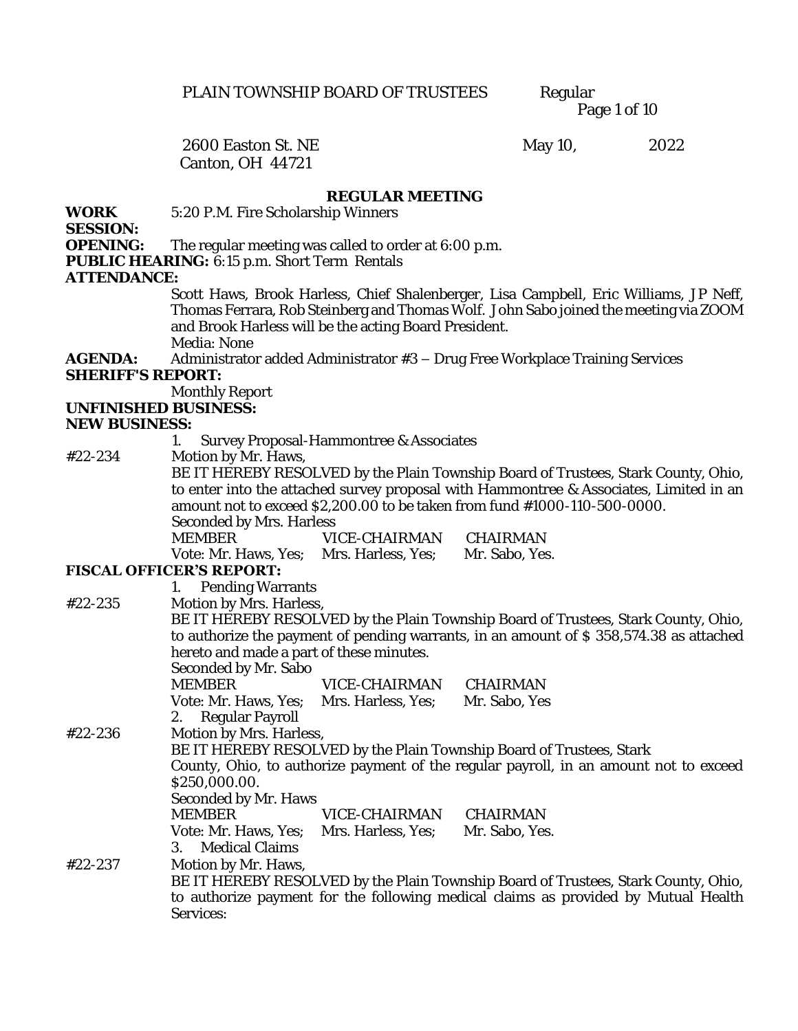PLAIN TOWNSHIP BOARD OF TRUSTEES Regular

2600 Easton St. NE May 10, 2022
Canton, OH 44721

## REGULAR MEETING

**WORK SESSION:** 5:20 P.M. Fire Scholarship Winners

**OPENING:** The regular meeting was called to order at 6:00 p.m.

**PUBLIC HEARING:** 6:15 p.m. Short Term Rentals

**ATTENDANCE:**

Scott Haws, Brook Harless, Chief Shalenberger, Lisa Campbell, Eric Williams, JP Neff, Thomas Ferrara, Rob Steinberg and Thomas Wolf. John Sabo joined the meeting via ZOOM and Brook Harless will be the acting Board President.

Media: None

**AGENDA:** Administrator added Administrator #3 – Drug Free Workplace Training Services

**SHERIFF'S REPORT:**

Monthly Report

**UNFINISHED BUSINESS:**

**NEW BUSINESS:**

1. Survey Proposal-Hammontree & Associates

#22-234 Motion by Mr. Haws,

BE IT HEREBY RESOLVED by the Plain Township Board of Trustees, Stark County, Ohio, to enter into the attached survey proposal with Hammontree & Associates, Limited in an amount not to exceed $2,200.00 to be taken from fund #1000-110-500-0000.

Seconded by Mrs. Harless

| MEMBER | VICE-CHAIRMAN | CHAIRMAN |
|---|---|---|
| Vote: Mr. Haws, Yes; | Mrs. Harless, Yes; | Mr. Sabo, Yes. |

**FISCAL OFFICER'S REPORT:**

1. Pending Warrants

#22-235 Motion by Mrs. Harless,

BE IT HEREBY RESOLVED by the Plain Township Board of Trustees, Stark County, Ohio, to authorize the payment of pending warrants, in an amount of $ 358,574.38 as attached hereto and made a part of these minutes.

Seconded by Mr. Sabo

| MEMBER | VICE-CHAIRMAN | CHAIRMAN |
|---|---|---|
| Vote: Mr. Haws, Yes; | Mrs. Harless, Yes; | Mr. Sabo, Yes |

2. Regular Payroll

#22-236 Motion by Mrs. Harless,

BE IT HEREBY RESOLVED by the Plain Township Board of Trustees, Stark County, Ohio, to authorize payment of the regular payroll, in an amount not to exceed $250,000.00.

Seconded by Mr. Haws

| MEMBER | VICE-CHAIRMAN | CHAIRMAN |
|---|---|---|
| Vote: Mr. Haws, Yes; | Mrs. Harless, Yes; | Mr. Sabo, Yes. |

3. Medical Claims

#22-237 Motion by Mr. Haws,

BE IT HEREBY RESOLVED by the Plain Township Board of Trustees, Stark County, Ohio, to authorize payment for the following medical claims as provided by Mutual Health Services: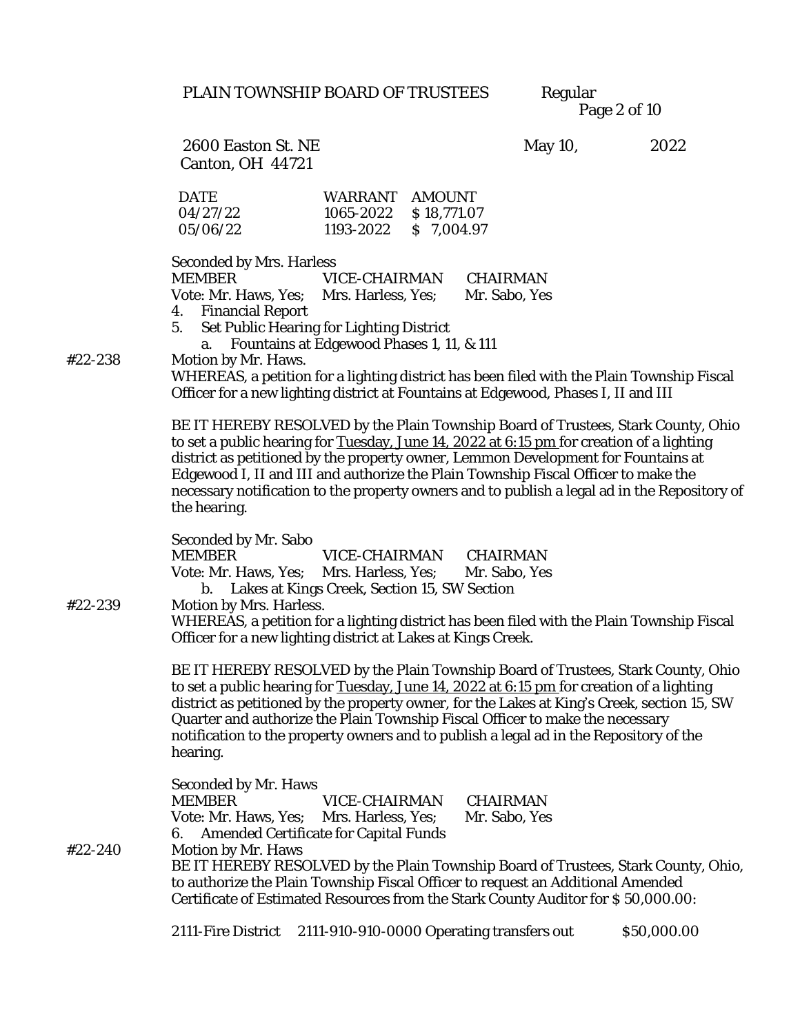PLAIN TOWNSHIP BOARD OF TRUSTEES Regular

2600 Easton St. NE May 10, 2022
Canton, OH 44721

| DATE | WARRANT | AMOUNT |
|---|---|---|
| 04/27/22 | 1065-2022 | $ 18,771.07 |
| 05/06/22 | 1193-2022 | $ 7,004.97 |

Seconded by Mrs. Harless
MEMBER VICE-CHAIRMAN CHAIRMAN
Vote: Mr. Haws, Yes; Mrs. Harless, Yes; Mr. Sabo, Yes

4. Financial Report
5. Set Public Hearing for Lighting District
   a. Fountains at Edgewood Phases 1, 11, & 111

#22-238 Motion by Mr. Haws.
WHEREAS, a petition for a lighting district has been filed with the Plain Township Fiscal Officer for a new lighting district at Fountains at Edgewood, Phases I, II and III

BE IT HEREBY RESOLVED by the Plain Township Board of Trustees, Stark County, Ohio to set a public hearing for Tuesday, June 14, 2022 at 6:15 pm for creation of a lighting district as petitioned by the property owner, Lemmon Development for Fountains at Edgewood I, II and III and authorize the Plain Township Fiscal Officer to make the necessary notification to the property owners and to publish a legal ad in the Repository of the hearing.

Seconded by Mr. Sabo
MEMBER VICE-CHAIRMAN CHAIRMAN
Vote: Mr. Haws, Yes; Mrs. Harless, Yes; Mr. Sabo, Yes

   b. Lakes at Kings Creek, Section 15, SW Section

#22-239 Motion by Mrs. Harless.
WHEREAS, a petition for a lighting district has been filed with the Plain Township Fiscal Officer for a new lighting district at Lakes at Kings Creek.

BE IT HEREBY RESOLVED by the Plain Township Board of Trustees, Stark County, Ohio to set a public hearing for Tuesday, June 14, 2022 at 6:15 pm for creation of a lighting district as petitioned by the property owner, for the Lakes at King's Creek, section 15, SW Quarter and authorize the Plain Township Fiscal Officer to make the necessary notification to the property owners and to publish a legal ad in the Repository of the hearing.

Seconded by Mr. Haws
MEMBER VICE-CHAIRMAN CHAIRMAN
Vote: Mr. Haws, Yes; Mrs. Harless, Yes; Mr. Sabo, Yes

6. Amended Certificate for Capital Funds

#22-240 Motion by Mr. Haws
BE IT HEREBY RESOLVED by the Plain Township Board of Trustees, Stark County, Ohio, to authorize the Plain Township Fiscal Officer to request an Additional Amended Certificate of Estimated Resources from the Stark County Auditor for $ 50,000.00:

2111-Fire District 2111-910-910-0000 Operating transfers out $50,000.00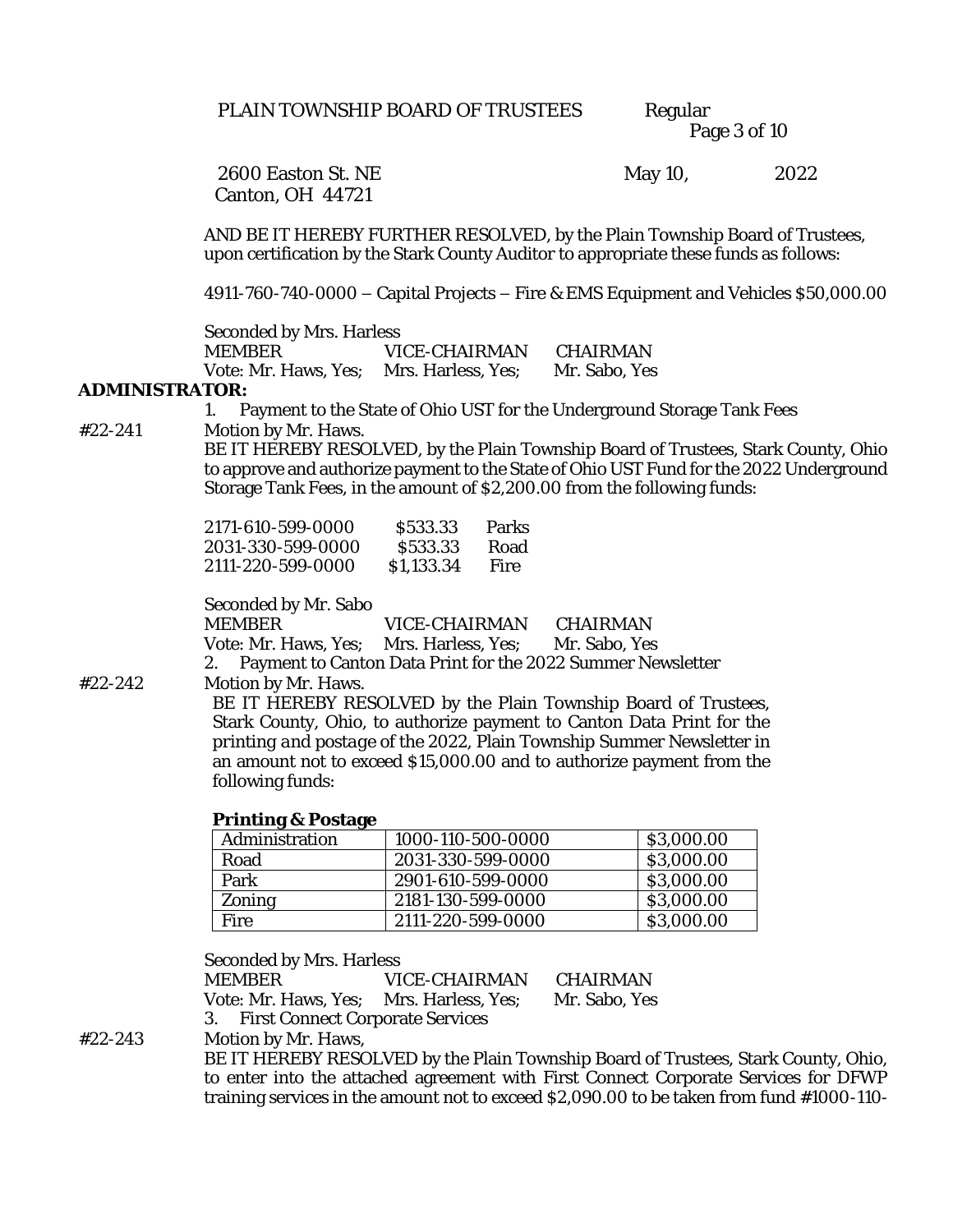PLAIN TOWNSHIP BOARD OF TRUSTEES Regular

2600 Easton St. NE May 10, 2022
Canton, OH 44721

AND BE IT HEREBY FURTHER RESOLVED, by the Plain Township Board of Trustees, upon certification by the Stark County Auditor to appropriate these funds as follows:

4911-760-740-0000 – Capital Projects – Fire & EMS Equipment and Vehicles $50,000.00

Seconded by Mrs. Harless

| MEMBER | VICE-CHAIRMAN | CHAIRMAN |
|---|---|---|
| Vote: Mr. Haws, Yes; | Mrs. Harless, Yes; | Mr. Sabo, Yes |

**ADMINISTRATOR:**

1. Payment to the State of Ohio UST for the Underground Storage Tank Fees

#22-241 Motion by Mr. Haws.

BE IT HEREBY RESOLVED, by the Plain Township Board of Trustees, Stark County, Ohio to approve and authorize payment to the State of Ohio UST Fund for the 2022 Underground Storage Tank Fees, in the amount of $2,200.00 from the following funds:

| | | |
|---|---|---|
| 2171-610-599-0000 | $533.33 | Parks |
| 2031-330-599-0000 | $533.33 | Road |
| 2111-220-599-0000 | $1,133.34 | Fire |

Seconded by Mr. Sabo

| MEMBER | VICE-CHAIRMAN | CHAIRMAN |
|---|---|---|
| Vote: Mr. Haws, Yes; | Mrs. Harless, Yes; | Mr. Sabo, Yes |

2. Payment to Canton Data Print for the 2022 Summer Newsletter

#22-242 Motion by Mr. Haws.

BE IT HEREBY RESOLVED by the Plain Township Board of Trustees, Stark County, Ohio, to authorize payment to Canton Data Print for the printing and postage of the 2022, Plain Township Summer Newsletter in an amount not to exceed $15,000.00 and to authorize payment from the following funds:

**Printing & Postage**

| | | |
|---|---|---|
| Administration | 1000-110-500-0000 | $3,000.00 |
| Road | 2031-330-599-0000 | $3,000.00 |
| Park | 2901-610-599-0000 | $3,000.00 |
| Zoning | 2181-130-599-0000 | $3,000.00 |
| Fire | 2111-220-599-0000 | $3,000.00 |

Seconded by Mrs. Harless

| MEMBER | VICE-CHAIRMAN | CHAIRMAN |
|---|---|---|
| Vote: Mr. Haws, Yes; | Mrs. Harless, Yes; | Mr. Sabo, Yes |

3. First Connect Corporate Services

#22-243 Motion by Mr. Haws,

BE IT HEREBY RESOLVED by the Plain Township Board of Trustees, Stark County, Ohio, to enter into the attached agreement with First Connect Corporate Services for DFWP training services in the amount not to exceed $2,090.00 to be taken from fund #1000-110-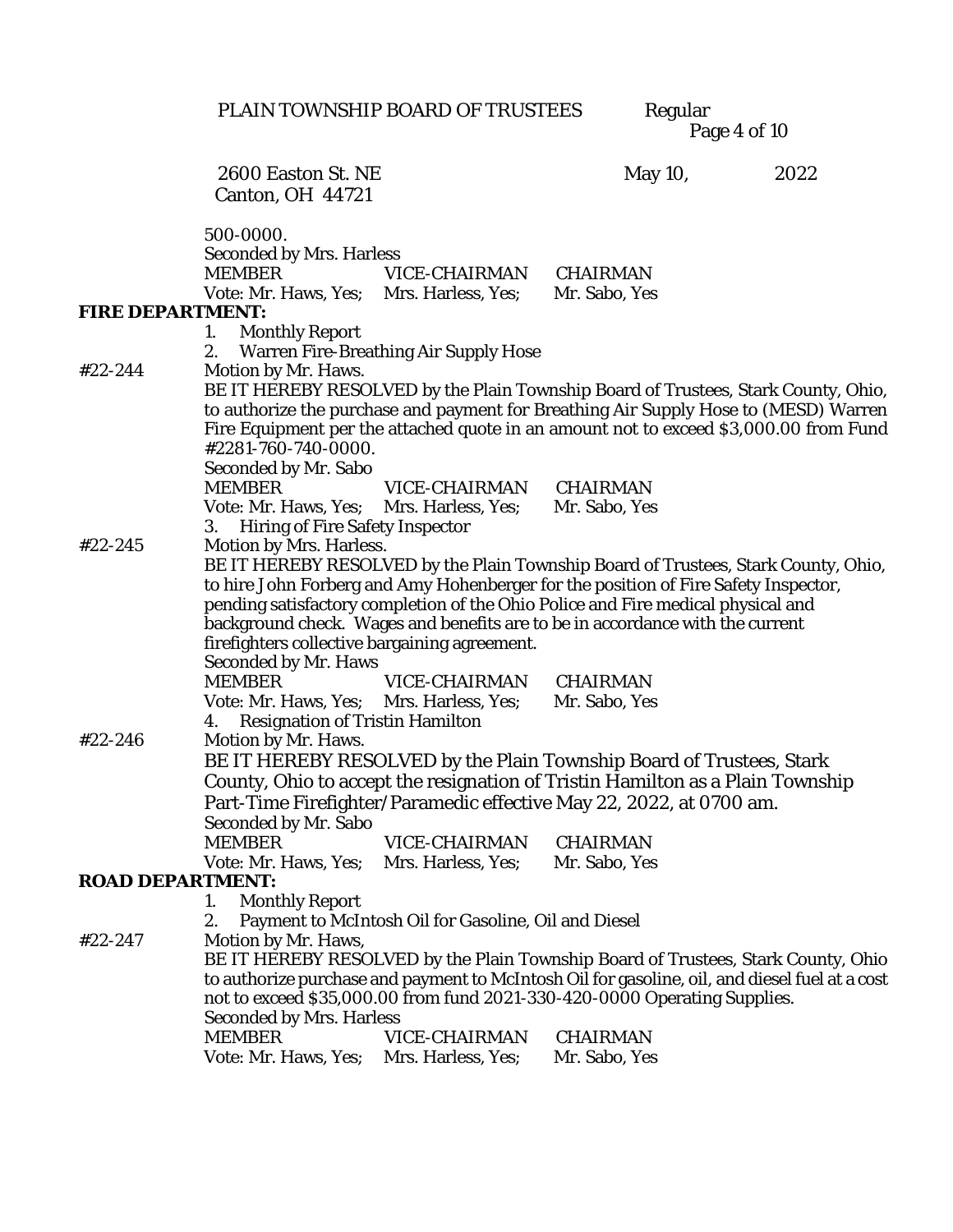500-0000.
Seconded by Mrs. Harless

| MEMBER | VICE-CHAIRMAN | CHAIRMAN |
|---|---|---|
| Vote: Mr. Haws, Yes; | Mrs. Harless, Yes; | Mr. Sabo, Yes |

**FIRE DEPARTMENT:**

1. Monthly Report
2. Warren Fire-Breathing Air Supply Hose

#22-244 Motion by Mr. Haws.
BE IT HEREBY RESOLVED by the Plain Township Board of Trustees, Stark County, Ohio, to authorize the purchase and payment for Breathing Air Supply Hose to (MESD) Warren Fire Equipment per the attached quote in an amount not to exceed $3,000.00 from Fund #2281-760-740-0000.
Seconded by Mr. Sabo

| MEMBER | VICE-CHAIRMAN | CHAIRMAN |
|---|---|---|
| Vote: Mr. Haws, Yes; | Mrs. Harless, Yes; | Mr. Sabo, Yes |

3. Hiring of Fire Safety Inspector

#22-245 Motion by Mrs. Harless.
BE IT HEREBY RESOLVED by the Plain Township Board of Trustees, Stark County, Ohio, to hire John Forberg and Amy Hohenberger for the position of Fire Safety Inspector, pending satisfactory completion of the Ohio Police and Fire medical physical and background check. Wages and benefits are to be in accordance with the current firefighters collective bargaining agreement.
Seconded by Mr. Haws

| MEMBER | VICE-CHAIRMAN | CHAIRMAN |
|---|---|---|
| Vote: Mr. Haws, Yes; | Mrs. Harless, Yes; | Mr. Sabo, Yes |

4. Resignation of Tristin Hamilton

#22-246 Motion by Mr. Haws.
BE IT HEREBY RESOLVED by the Plain Township Board of Trustees, Stark County, Ohio to accept the resignation of Tristin Hamilton as a Plain Township Part-Time Firefighter/Paramedic effective May 22, 2022, at 0700 am.
Seconded by Mr. Sabo

| MEMBER | VICE-CHAIRMAN | CHAIRMAN |
|---|---|---|
| Vote: Mr. Haws, Yes; | Mrs. Harless, Yes; | Mr. Sabo, Yes |

**ROAD DEPARTMENT:**

1. Monthly Report
2. Payment to McIntosh Oil for Gasoline, Oil and Diesel

#22-247 Motion by Mr. Haws,
BE IT HEREBY RESOLVED by the Plain Township Board of Trustees, Stark County, Ohio to authorize purchase and payment to McIntosh Oil for gasoline, oil, and diesel fuel at a cost not to exceed $35,000.00 from fund 2021-330-420-0000 Operating Supplies.
Seconded by Mrs. Harless

| MEMBER | VICE-CHAIRMAN | CHAIRMAN |
|---|---|---|
| Vote: Mr. Haws, Yes; | Mrs. Harless, Yes; | Mr. Sabo, Yes |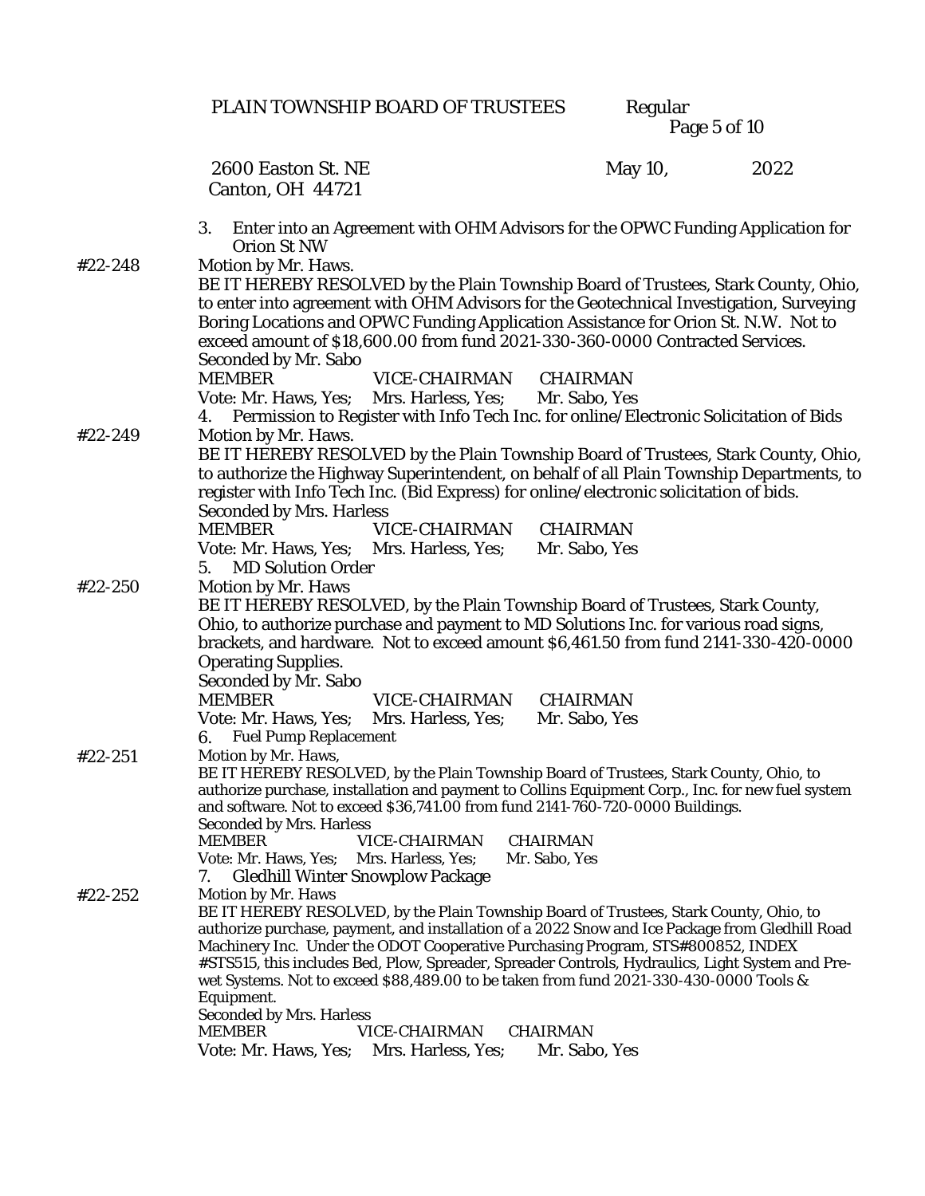3. Enter into an Agreement with OHM Advisors for the OPWC Funding Application for Orion St NW

#22-248 Motion by Mr. Haws.
BE IT HEREBY RESOLVED by the Plain Township Board of Trustees, Stark County, Ohio, to enter into agreement with OHM Advisors for the Geotechnical Investigation, Surveying Boring Locations and OPWC Funding Application Assistance for Orion St. N.W. Not to exceed amount of $18,600.00 from fund 2021-330-360-0000 Contracted Services.
Seconded by Mr. Sabo

| MEMBER | VICE-CHAIRMAN | CHAIRMAN |
|---|---|---|
| Vote: Mr. Haws, Yes; | Mrs. Harless, Yes; | Mr. Sabo, Yes |

4. Permission to Register with Info Tech Inc. for online/Electronic Solicitation of Bids

#22-249 Motion by Mr. Haws.
BE IT HEREBY RESOLVED by the Plain Township Board of Trustees, Stark County, Ohio, to authorize the Highway Superintendent, on behalf of all Plain Township Departments, to register with Info Tech Inc. (Bid Express) for online/electronic solicitation of bids.
Seconded by Mrs. Harless

| MEMBER | VICE-CHAIRMAN | CHAIRMAN |
|---|---|---|
| Vote: Mr. Haws, Yes; | Mrs. Harless, Yes; | Mr. Sabo, Yes |

5. MD Solution Order

#22-250 Motion by Mr. Haws
BE IT HEREBY RESOLVED, by the Plain Township Board of Trustees, Stark County, Ohio, to authorize purchase and payment to MD Solutions Inc. for various road signs, brackets, and hardware. Not to exceed amount $6,461.50 from fund 2141-330-420-0000 Operating Supplies.
Seconded by Mr. Sabo

| MEMBER | VICE-CHAIRMAN | CHAIRMAN |
|---|---|---|
| Vote: Mr. Haws, Yes; | Mrs. Harless, Yes; | Mr. Sabo, Yes |

6. Fuel Pump Replacement

#22-251 Motion by Mr. Haws,
BE IT HEREBY RESOLVED, by the Plain Township Board of Trustees, Stark County, Ohio, to authorize purchase, installation and payment to Collins Equipment Corp., Inc. for new fuel system and software. Not to exceed $36,741.00 from fund 2141-760-720-0000 Buildings.
Seconded by Mrs. Harless

| MEMBER | VICE-CHAIRMAN | CHAIRMAN |
|---|---|---|
| Vote: Mr. Haws, Yes; | Mrs. Harless, Yes; | Mr. Sabo, Yes |

7. Gledhill Winter Snowplow Package

#22-252 Motion by Mr. Haws
BE IT HEREBY RESOLVED, by the Plain Township Board of Trustees, Stark County, Ohio, to authorize purchase, payment, and installation of a 2022 Snow and Ice Package from Gledhill Road Machinery Inc. Under the ODOT Cooperative Purchasing Program, STS#800852, INDEX #STS515, this includes Bed, Plow, Spreader, Spreader Controls, Hydraulics, Light System and Pre-wet Systems. Not to exceed $88,489.00 to be taken from fund 2021-330-430-0000 Tools & Equipment.
Seconded by Mrs. Harless

| MEMBER | VICE-CHAIRMAN | CHAIRMAN |
|---|---|---|
| Vote: Mr. Haws, Yes; | Mrs. Harless, Yes; | Mr. Sabo, Yes |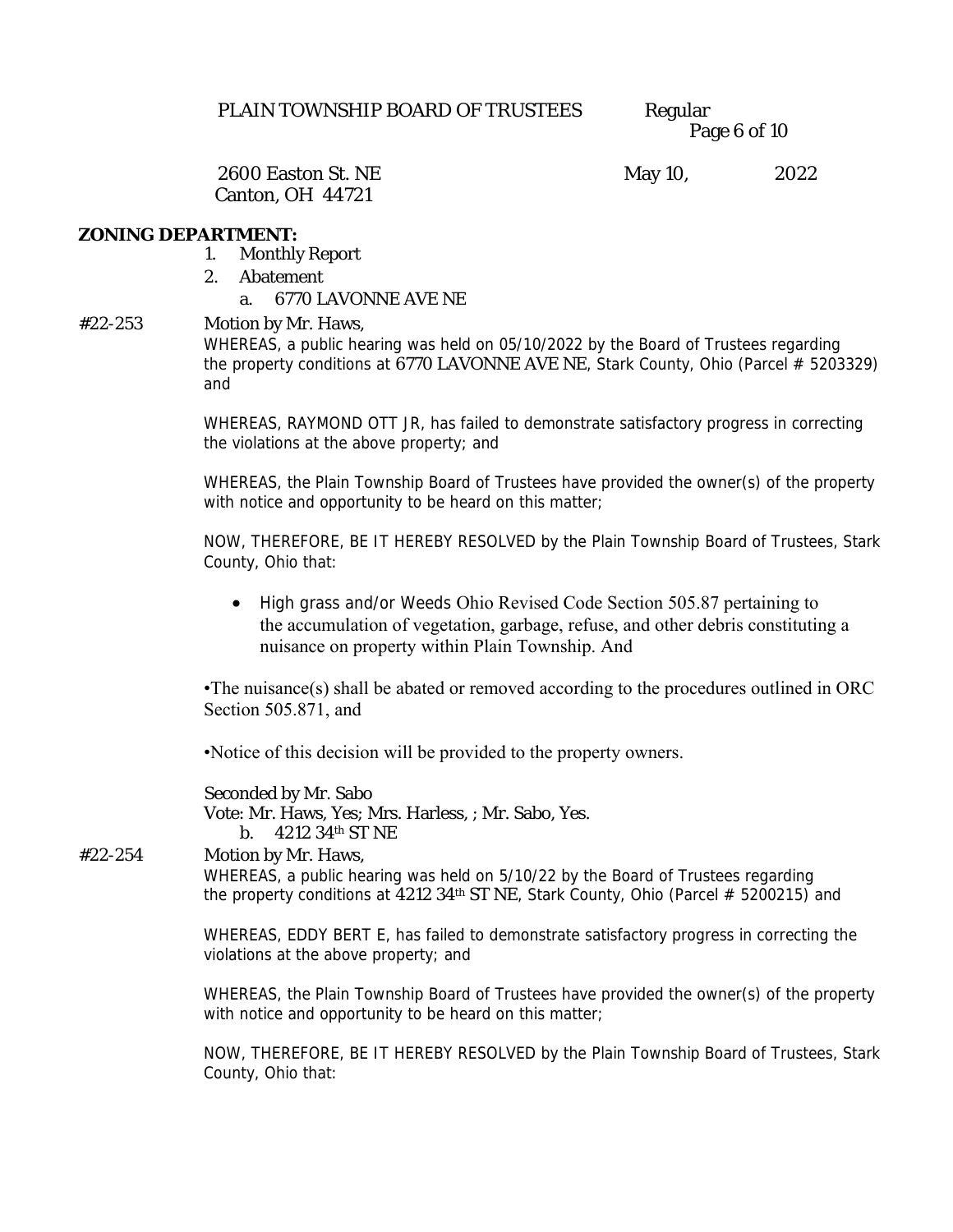**ZONING DEPARTMENT:**

1. Monthly Report
2. Abatement
   a. 6770 LAVONNE AVE NE

#22-253 Motion by Mr. Haws,

WHEREAS, a public hearing was held on 05/10/2022 by the Board of Trustees regarding the property conditions at 6770 LAVONNE AVE NE, Stark County, Ohio (Parcel # 5203329) and

WHEREAS, RAYMOND OTT JR, has failed to demonstrate satisfactory progress in correcting the violations at the above property; and

WHEREAS, the Plain Township Board of Trustees have provided the owner(s) of the property with notice and opportunity to be heard on this matter;

NOW, THEREFORE, BE IT HEREBY RESOLVED by the Plain Township Board of Trustees, Stark County, Ohio that:

- High grass and/or Weeds Ohio Revised Code Section 505.87 pertaining to the accumulation of vegetation, garbage, refuse, and other debris constituting a nuisance on property within Plain Township. And

•The nuisance(s) shall be abated or removed according to the procedures outlined in ORC Section 505.871, and

•Notice of this decision will be provided to the property owners.

Seconded by Mr. Sabo
Vote: Mr. Haws, Yes; Mrs. Harless, ; Mr. Sabo, Yes.

b. 4212 34th ST NE

#22-254 Motion by Mr. Haws,

WHEREAS, a public hearing was held on 5/10/22 by the Board of Trustees regarding the property conditions at 4212 34th ST NE, Stark County, Ohio (Parcel # 5200215) and

WHEREAS, EDDY BERT E, has failed to demonstrate satisfactory progress in correcting the violations at the above property; and

WHEREAS, the Plain Township Board of Trustees have provided the owner(s) of the property with notice and opportunity to be heard on this matter;

NOW, THEREFORE, BE IT HEREBY RESOLVED by the Plain Township Board of Trustees, Stark County, Ohio that: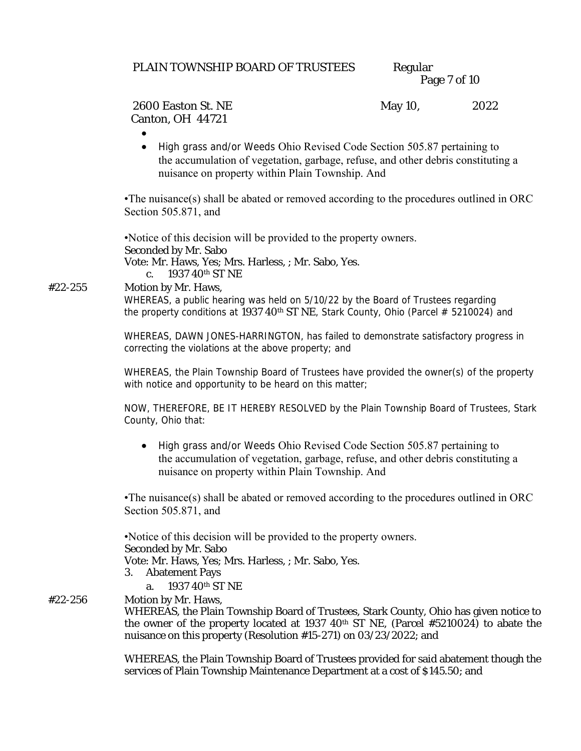- 
- High grass and/or Weeds Ohio Revised Code Section 505.87 pertaining to the accumulation of vegetation, garbage, refuse, and other debris constituting a nuisance on property within Plain Township. And

•The nuisance(s) shall be abated or removed according to the procedures outlined in ORC Section 505.871, and

•Notice of this decision will be provided to the property owners.
Seconded by Mr. Sabo
Vote: Mr. Haws, Yes; Mrs. Harless, ; Mr. Sabo, Yes.

c. 1937 40th ST NE

#22-255 Motion by Mr. Haws,
WHEREAS, a public hearing was held on 5/10/22 by the Board of Trustees regarding the property conditions at 1937 40th ST NE, Stark County, Ohio (Parcel # 5210024) and

WHEREAS, DAWN JONES-HARRINGTON, has failed to demonstrate satisfactory progress in correcting the violations at the above property; and

WHEREAS, the Plain Township Board of Trustees have provided the owner(s) of the property with notice and opportunity to be heard on this matter;

NOW, THEREFORE, BE IT HEREBY RESOLVED by the Plain Township Board of Trustees, Stark County, Ohio that:

- High grass and/or Weeds Ohio Revised Code Section 505.87 pertaining to the accumulation of vegetation, garbage, refuse, and other debris constituting a nuisance on property within Plain Township. And

•The nuisance(s) shall be abated or removed according to the procedures outlined in ORC Section 505.871, and

•Notice of this decision will be provided to the property owners.
Seconded by Mr. Sabo
Vote: Mr. Haws, Yes; Mrs. Harless, ; Mr. Sabo, Yes.

3. Abatement Pays
   a. 1937 40th ST NE

#22-256 Motion by Mr. Haws,
WHEREAS, the Plain Township Board of Trustees, Stark County, Ohio has given notice to the owner of the property located at 1937 40th ST NE, (Parcel #5210024) to abate the nuisance on this property (Resolution #15-271) on 03/23/2022; and

WHEREAS, the Plain Township Board of Trustees provided for said abatement though the services of Plain Township Maintenance Department at a cost of $145.50; and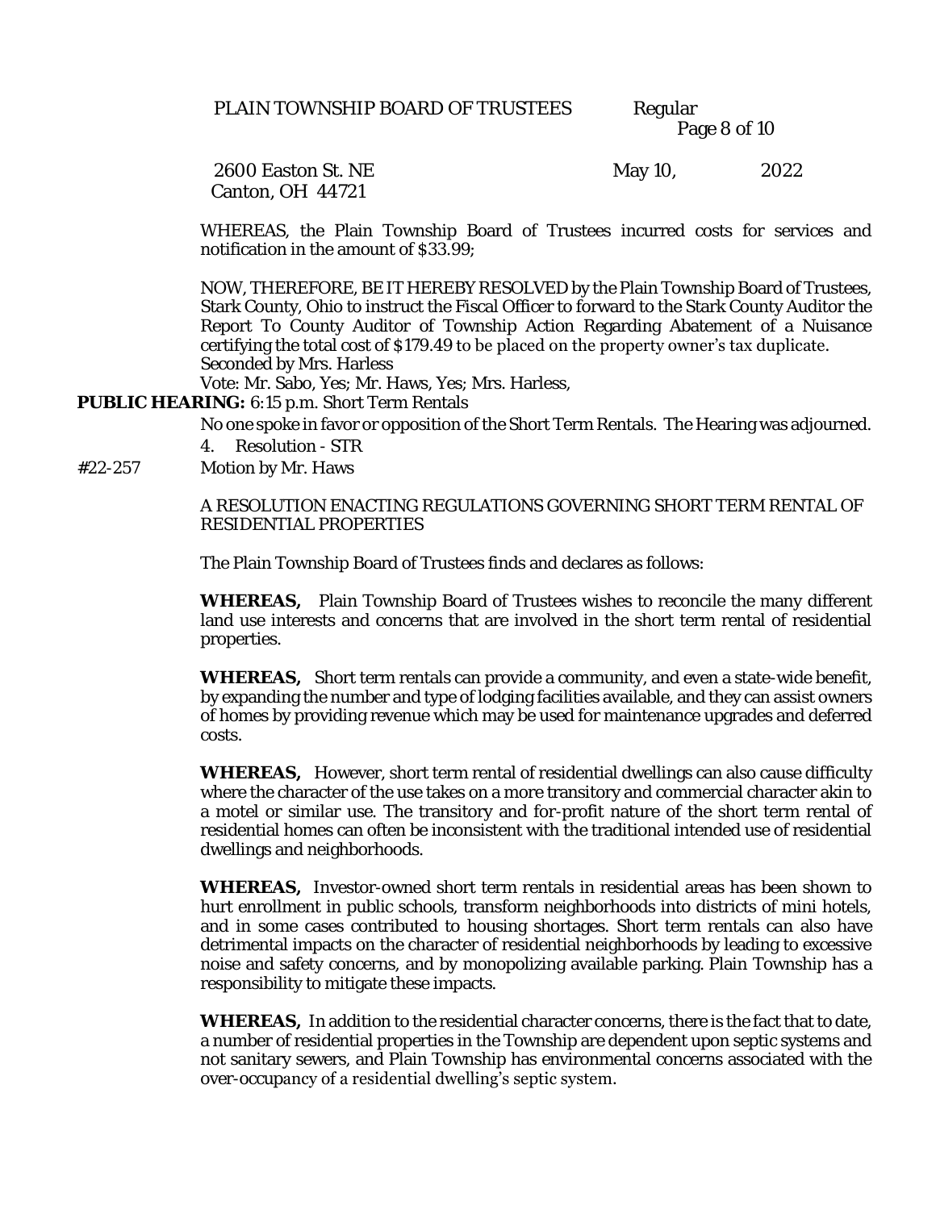WHEREAS, the Plain Township Board of Trustees incurred costs for services and notification in the amount of $33.99;

NOW, THEREFORE, BE IT HEREBY RESOLVED by the Plain Township Board of Trustees, Stark County, Ohio to instruct the Fiscal Officer to forward to the Stark County Auditor the Report To County Auditor of Township Action Regarding Abatement of a Nuisance certifying the total cost of $179.49 to be placed on the property owner's tax duplicate.
Seconded by Mrs. Harless
Vote: Mr. Sabo, Yes; Mr. Haws, Yes; Mrs. Harless,

**PUBLIC HEARING:** 6:15 p.m. Short Term Rentals

No one spoke in favor or opposition of the Short Term Rentals. The Hearing was adjourned.

4. Resolution - STR

#22-257 Motion by Mr. Haws

A RESOLUTION ENACTING REGULATIONS GOVERNING SHORT TERM RENTAL OF RESIDENTIAL PROPERTIES

The Plain Township Board of Trustees finds and declares as follows:

**WHEREAS,** Plain Township Board of Trustees wishes to reconcile the many different land use interests and concerns that are involved in the short term rental of residential properties.

**WHEREAS,** Short term rentals can provide a community, and even a state-wide benefit, by expanding the number and type of lodging facilities available, and they can assist owners of homes by providing revenue which may be used for maintenance upgrades and deferred costs.

**WHEREAS,** However, short term rental of residential dwellings can also cause difficulty where the character of the use takes on a more transitory and commercial character akin to a motel or similar use. The transitory and for-profit nature of the short term rental of residential homes can often be inconsistent with the traditional intended use of residential dwellings and neighborhoods.

**WHEREAS,** Investor-owned short term rentals in residential areas has been shown to hurt enrollment in public schools, transform neighborhoods into districts of mini hotels, and in some cases contributed to housing shortages. Short term rentals can also have detrimental impacts on the character of residential neighborhoods by leading to excessive noise and safety concerns, and by monopolizing available parking. Plain Township has a responsibility to mitigate these impacts.

**WHEREAS,** In addition to the residential character concerns, there is the fact that to date, a number of residential properties in the Township are dependent upon septic systems and not sanitary sewers, and Plain Township has environmental concerns associated with the over-occupancy of a residential dwelling's septic system.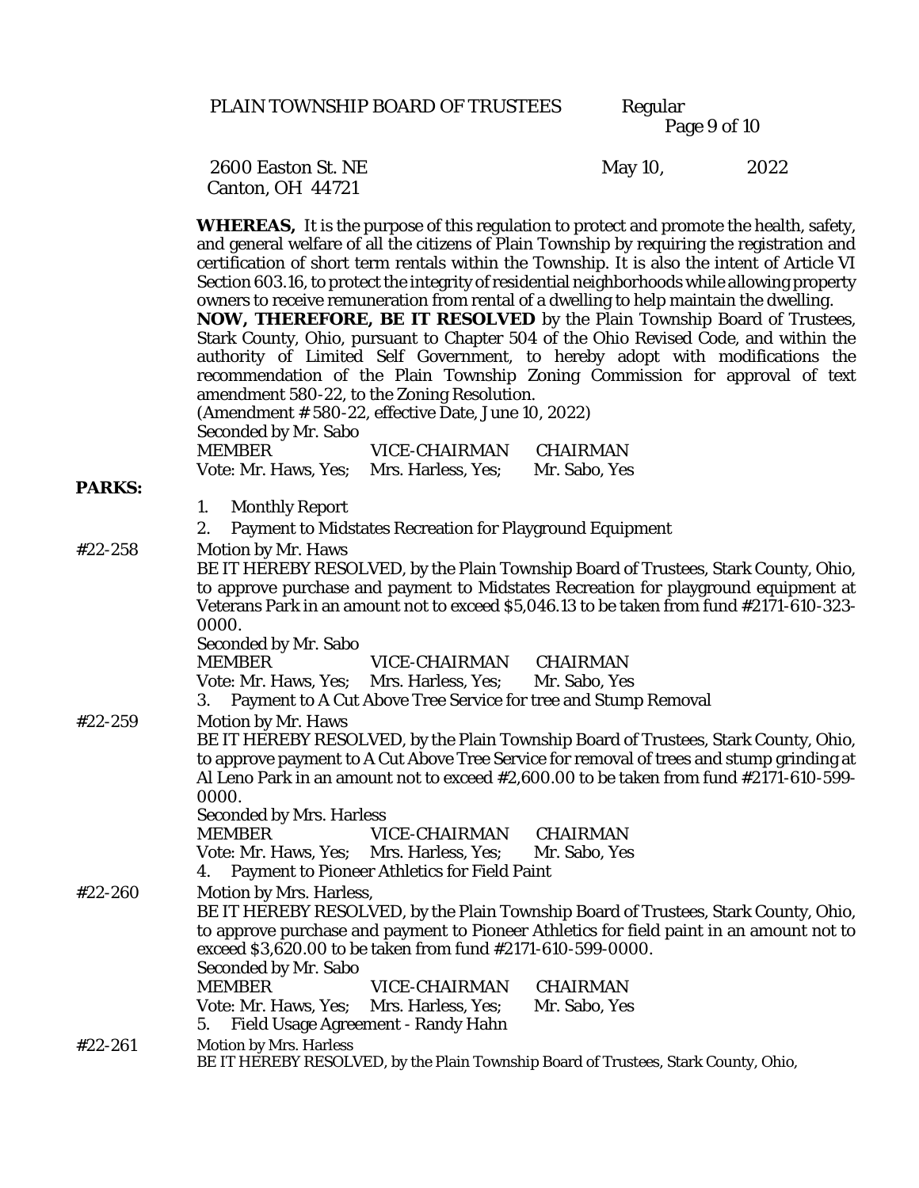**WHEREAS,** It is the purpose of this regulation to protect and promote the health, safety, and general welfare of all the citizens of Plain Township by requiring the registration and certification of short term rentals within the Township. It is also the intent of Article VI Section 603.16, to protect the integrity of residential neighborhoods while allowing property owners to receive remuneration from rental of a dwelling to help maintain the dwelling.

**NOW, THEREFORE, BE IT RESOLVED** by the Plain Township Board of Trustees, Stark County, Ohio, pursuant to Chapter 504 of the Ohio Revised Code, and within the authority of Limited Self Government, to hereby adopt with modifications the recommendation of the Plain Township Zoning Commission for approval of text amendment 580-22, to the Zoning Resolution.

(Amendment # 580-22, effective Date, June 10, 2022)

Seconded by Mr. Sabo

MEMBER | VICE-CHAIRMAN | CHAIRMAN
Vote: Mr. Haws, Yes; Mrs. Harless, Yes; Mr. Sabo, Yes

**PARKS:**

1. Monthly Report
2. Payment to Midstates Recreation for Playground Equipment

#22-258 Motion by Mr. Haws

BE IT HEREBY RESOLVED, by the Plain Township Board of Trustees, Stark County, Ohio, to approve purchase and payment to Midstates Recreation for playground equipment at Veterans Park in an amount not to exceed $5,046.13 to be taken from fund #2171-610-323-0000.

Seconded by Mr. Sabo

MEMBER | VICE-CHAIRMAN | CHAIRMAN
Vote: Mr. Haws, Yes; Mrs. Harless, Yes; Mr. Sabo, Yes

3. Payment to A Cut Above Tree Service for tree and Stump Removal

#22-259 Motion by Mr. Haws

BE IT HEREBY RESOLVED, by the Plain Township Board of Trustees, Stark County, Ohio, to approve payment to A Cut Above Tree Service for removal of trees and stump grinding at Al Leno Park in an amount not to exceed #2,600.00 to be taken from fund #2171-610-599-0000.

Seconded by Mrs. Harless

MEMBER | VICE-CHAIRMAN | CHAIRMAN
Vote: Mr. Haws, Yes; Mrs. Harless, Yes; Mr. Sabo, Yes

4. Payment to Pioneer Athletics for Field Paint

#22-260 Motion by Mrs. Harless,

BE IT HEREBY RESOLVED, by the Plain Township Board of Trustees, Stark County, Ohio, to approve purchase and payment to Pioneer Athletics for field paint in an amount not to exceed $3,620.00 to be taken from fund #2171-610-599-0000.

Seconded by Mr. Sabo

MEMBER | VICE-CHAIRMAN | CHAIRMAN
Vote: Mr. Haws, Yes; Mrs. Harless, Yes; Mr. Sabo, Yes

5. Field Usage Agreement - Randy Hahn

#22-261 Motion by Mrs. Harless

BE IT HEREBY RESOLVED, by the Plain Township Board of Trustees, Stark County, Ohio,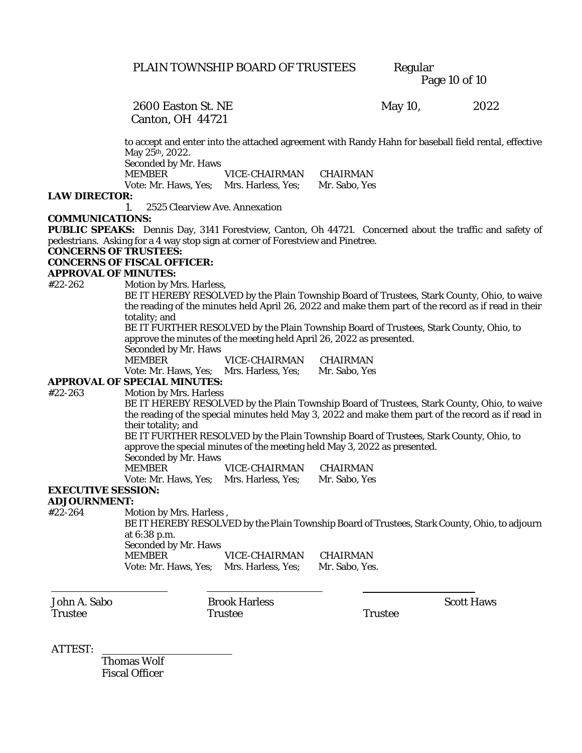to accept and enter into the attached agreement with Randy Hahn for baseball field rental, effective May 25th, 2022.

Seconded by Mr. Haws

MEMBER VICE-CHAIRMAN CHAIRMAN

Vote: Mr. Haws, Yes; Mrs. Harless, Yes; Mr. Sabo, Yes

**LAW DIRECTOR:**

1. 2525 Clearview Ave. Annexation

**COMMUNICATIONS:**

**PUBLIC SPEAKS:** Dennis Day, 3141 Forestview, Canton, Oh 44721. Concerned about the traffic and safety of pedestrians. Asking for a 4 way stop sign at corner of Forestview and Pinetree.

**CONCERNS OF TRUSTEES:**

**CONCERNS OF FISCAL OFFICER:**

**APPROVAL OF MINUTES:**

#22-262 Motion by Mrs. Harless,

BE IT HEREBY RESOLVED by the Plain Township Board of Trustees, Stark County, Ohio, to waive the reading of the minutes held April 26, 2022 and make them part of the record as if read in their totality; and

BE IT FURTHER RESOLVED by the Plain Township Board of Trustees, Stark County, Ohio, to approve the minutes of the meeting held April 26, 2022 as presented.

Seconded by Mr. Haws

MEMBER VICE-CHAIRMAN CHAIRMAN

Vote: Mr. Haws, Yes; Mrs. Harless, Yes; Mr. Sabo, Yes

**APPROVAL OF SPECIAL MINUTES:**

#22-263 Motion by Mrs. Harless

BE IT HEREBY RESOLVED by the Plain Township Board of Trustees, Stark County, Ohio, to waive the reading of the special minutes held May 3, 2022 and make them part of the record as if read in their totality; and

BE IT FURTHER RESOLVED by the Plain Township Board of Trustees, Stark County, Ohio, to approve the special minutes of the meeting held May 3, 2022 as presented.

Seconded by Mr. Haws

MEMBER VICE-CHAIRMAN CHAIRMAN

Vote: Mr. Haws, Yes; Mrs. Harless, Yes; Mr. Sabo, Yes

**EXECUTIVE SESSION:**

**ADJOURNMENT:**

#22-264 Motion by Mrs. Harless ,

BE IT HEREBY RESOLVED by the Plain Township Board of Trustees, Stark County, Ohio, to adjourn at 6:38 p.m.

Seconded by Mr. Haws

MEMBER VICE-CHAIRMAN CHAIRMAN

Vote: Mr. Haws, Yes; Mrs. Harless, Yes; Mr. Sabo, Yes.

| | | |
|---|---|---|
| John A. Sabo | Brook Harless | Scott Haws |
| Trustee | Trustee | Trustee |

ATTEST:

Thomas Wolf
Fiscal Officer